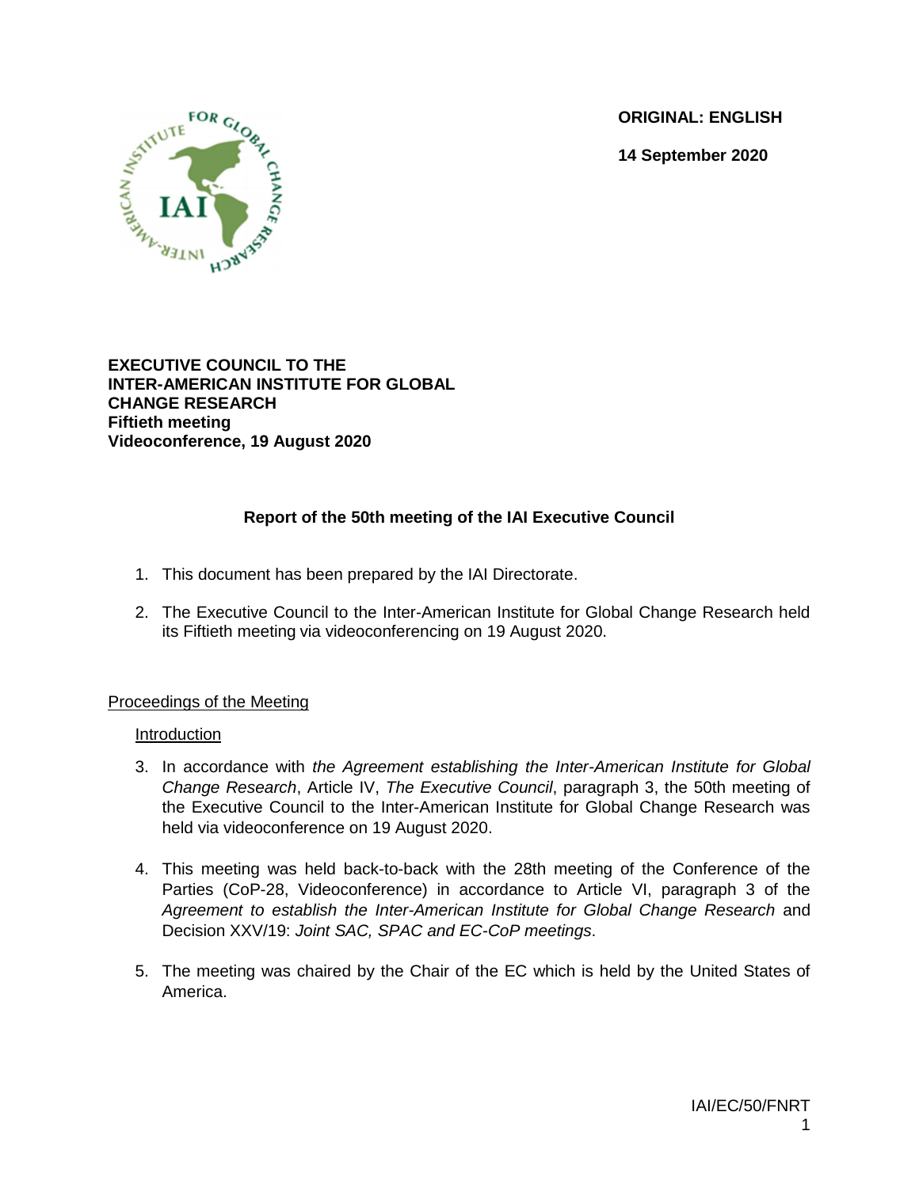**ORIGINAL: ENGLISH**

**14 September 2020**

**EXECUTIVE COUNCIL TO THE INTER-AMERICAN INSTITUTE FOR GLOBAL CHANGE RESEARCH**
**Fiftieth meeting**
**Videoconference, 19 August 2020**

## Report of the 50th meeting of the IAI Executive Council

1. This document has been prepared by the IAI Directorate.

2. The Executive Council to the Inter-American Institute for Global Change Research held its Fiftieth meeting via videoconferencing on 19 August 2020.

### Proceedings of the Meeting

#### Introduction

3. In accordance with *the Agreement establishing the Inter-American Institute for Global Change Research*, Article IV, *The Executive Council*, paragraph 3, the 50th meeting of the Executive Council to the Inter-American Institute for Global Change Research was held via videoconference on 19 August 2020.

4. This meeting was held back-to-back with the 28th meeting of the Conference of the Parties (CoP-28, Videoconference) in accordance to Article VI, paragraph 3 of the *Agreement to establish the Inter-American Institute for Global Change Research* and Decision XXV/19: *Joint SAC, SPAC and EC-CoP meetings*.

5. The meeting was chaired by the Chair of the EC which is held by the United States of America.

IAI/EC/50/FNRT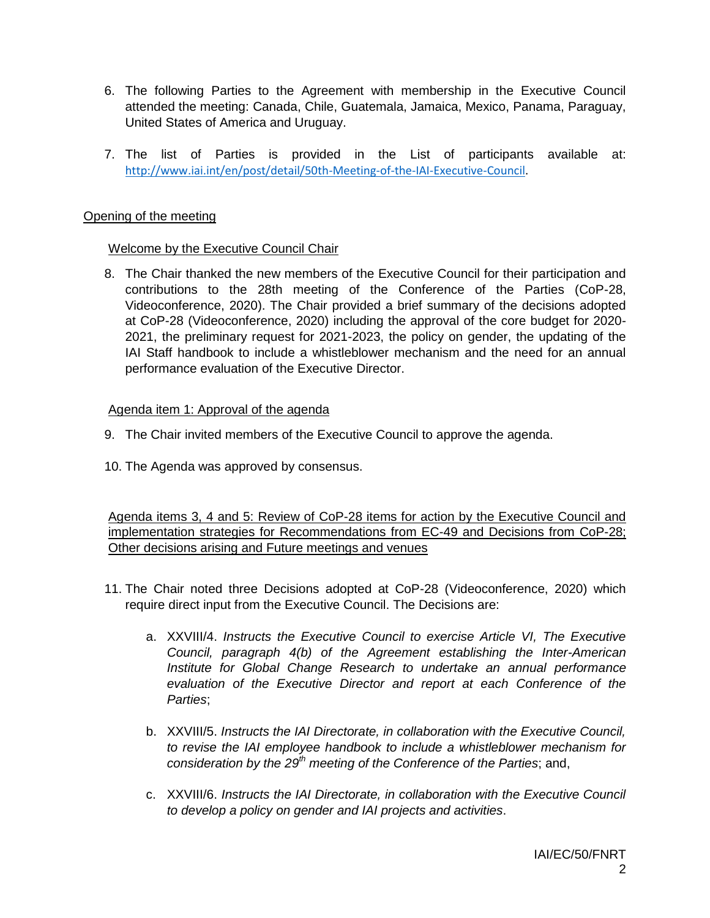6. The following Parties to the Agreement with membership in the Executive Council attended the meeting: Canada, Chile, Guatemala, Jamaica, Mexico, Panama, Paraguay, United States of America and Uruguay.

7. The list of Parties is provided in the List of participants available at: http://www.iai.int/en/post/detail/50th-Meeting-of-the-IAI-Executive-Council.

## Opening of the meeting

### Welcome by the Executive Council Chair

8. The Chair thanked the new members of the Executive Council for their participation and contributions to the 28th meeting of the Conference of the Parties (CoP-28, Videoconference, 2020). The Chair provided a brief summary of the decisions adopted at CoP-28 (Videoconference, 2020) including the approval of the core budget for 2020-2021, the preliminary request for 2021-2023, the policy on gender, the updating of the IAI Staff handbook to include a whistleblower mechanism and the need for an annual performance evaluation of the Executive Director.

### Agenda item 1: Approval of the agenda

9. The Chair invited members of the Executive Council to approve the agenda.

10. The Agenda was approved by consensus.

### Agenda items 3, 4 and 5: Review of CoP-28 items for action by the Executive Council and implementation strategies for Recommendations from EC-49 and Decisions from CoP-28; Other decisions arising and Future meetings and venues

11. The Chair noted three Decisions adopted at CoP-28 (Videoconference, 2020) which require direct input from the Executive Council. The Decisions are:

    a. XXVIII/4. *Instructs the Executive Council to exercise Article VI, The Executive Council, paragraph 4(b) of the Agreement establishing the Inter-American Institute for Global Change Research to undertake an annual performance evaluation of the Executive Director and report at each Conference of the Parties*;

    b. XXVIII/5. *Instructs the IAI Directorate, in collaboration with the Executive Council, to revise the IAI employee handbook to include a whistleblower mechanism for consideration by the 29th meeting of the Conference of the Parties*; and,

    c. XXVIII/6. *Instructs the IAI Directorate, in collaboration with the Executive Council to develop a policy on gender and IAI projects and activities*.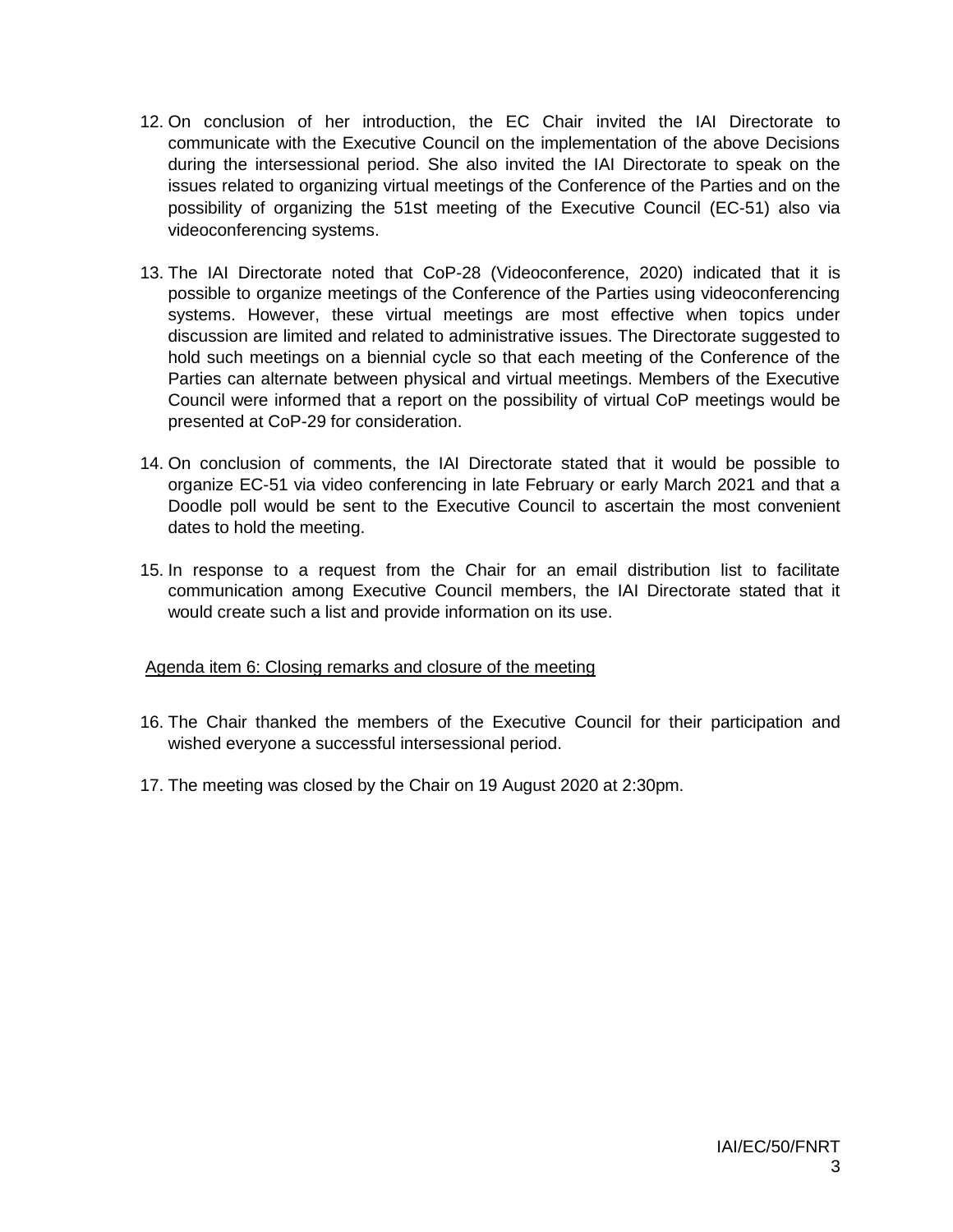12. On conclusion of her introduction, the EC Chair invited the IAI Directorate to communicate with the Executive Council on the implementation of the above Decisions during the intersessional period. She also invited the IAI Directorate to speak on the issues related to organizing virtual meetings of the Conference of the Parties and on the possibility of organizing the 51st meeting of the Executive Council (EC-51) also via videoconferencing systems.

13. The IAI Directorate noted that CoP-28 (Videoconference, 2020) indicated that it is possible to organize meetings of the Conference of the Parties using videoconferencing systems. However, these virtual meetings are most effective when topics under discussion are limited and related to administrative issues. The Directorate suggested to hold such meetings on a biennial cycle so that each meeting of the Conference of the Parties can alternate between physical and virtual meetings. Members of the Executive Council were informed that a report on the possibility of virtual CoP meetings would be presented at CoP-29 for consideration.

14. On conclusion of comments, the IAI Directorate stated that it would be possible to organize EC-51 via video conferencing in late February or early March 2021 and that a Doodle poll would be sent to the Executive Council to ascertain the most convenient dates to hold the meeting.

15. In response to a request from the Chair for an email distribution list to facilitate communication among Executive Council members, the IAI Directorate stated that it would create such a list and provide information on its use.

<u>Agenda item 6: Closing remarks and closure of the meeting</u>

16. The Chair thanked the members of the Executive Council for their participation and wished everyone a successful intersessional period.

17. The meeting was closed by the Chair on 19 August 2020 at 2:30pm.